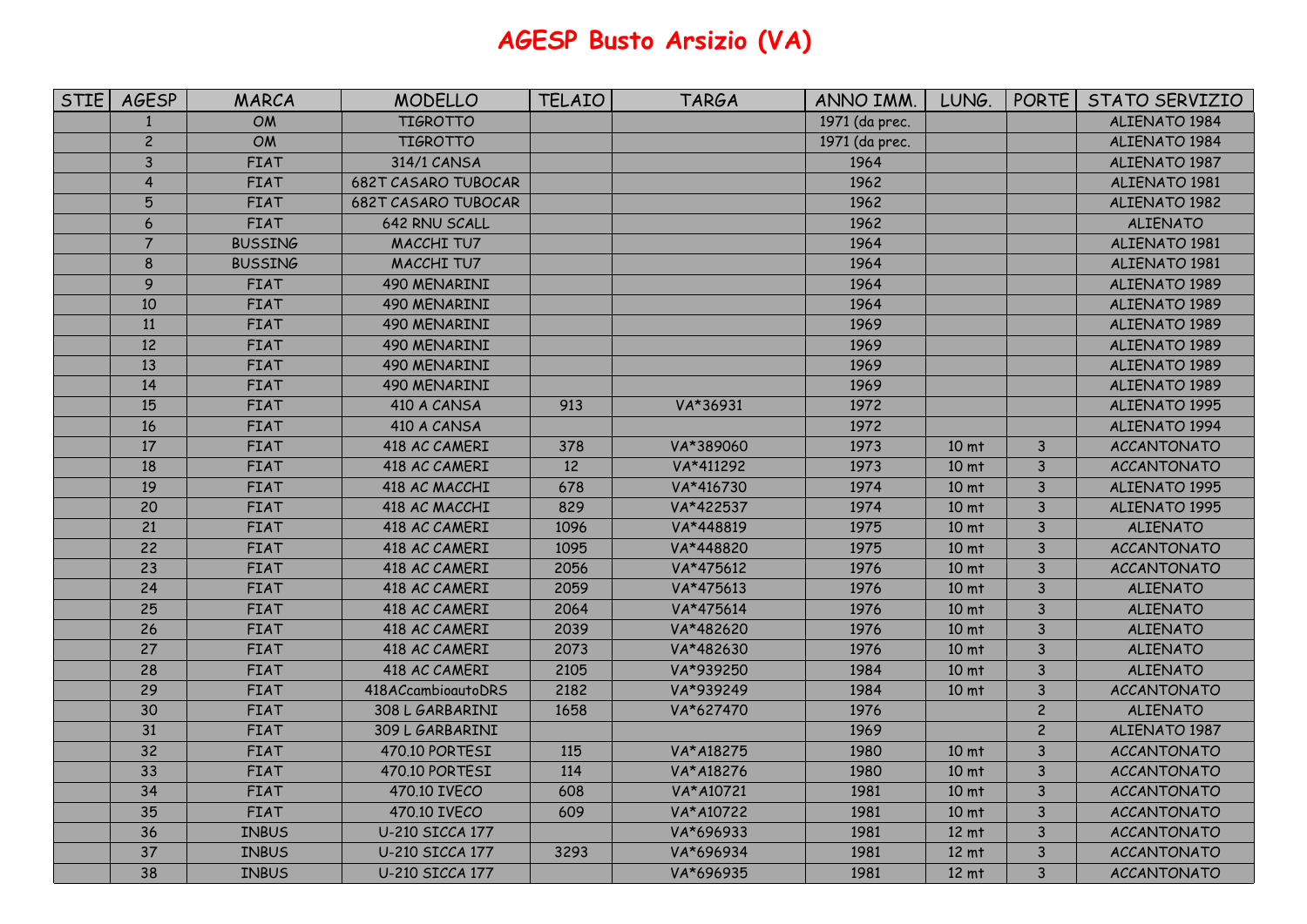# AGESP Busto Arsizio (VA)

| STIE | AGESP | MARCA | MODELLO | TELAIO | TARGA | ANNO IMM. | LUNG. | PORTE | STATO SERVIZIO |
|---|---|---|---|---|---|---|---|---|---|
| | 1 | OM | TIGROTTO | | | 1971 (da prec. | | | ALIENATO 1984 |
| | 2 | OM | TIGROTTO | | | 1971 (da prec. | | | ALIENATO 1984 |
| | 3 | FIAT | 314/1 CANSA | | | 1964 | | | ALIENATO 1987 |
| | 4 | FIAT | 682T CASARO TUBOCAR | | | 1962 | | | ALIENATO 1981 |
| | 5 | FIAT | 682T CASARO TUBOCAR | | | 1962 | | | ALIENATO 1982 |
| | 6 | FIAT | 642 RNU SCALL | | | 1962 | | | ALIENATO |
| | 7 | BUSSING | MACCHI TU7 | | | 1964 | | | ALIENATO 1981 |
| | 8 | BUSSING | MACCHI TU7 | | | 1964 | | | ALIENATO 1981 |
| | 9 | FIAT | 490 MENARINI | | | 1964 | | | ALIENATO 1989 |
| | 10 | FIAT | 490 MENARINI | | | 1964 | | | ALIENATO 1989 |
| | 11 | FIAT | 490 MENARINI | | | 1969 | | | ALIENATO 1989 |
| | 12 | FIAT | 490 MENARINI | | | 1969 | | | ALIENATO 1989 |
| | 13 | FIAT | 490 MENARINI | | | 1969 | | | ALIENATO 1989 |
| | 14 | FIAT | 490 MENARINI | | | 1969 | | | ALIENATO 1989 |
| | 15 | FIAT | 410 A CANSA | 913 | VA*36931 | 1972 | | | ALIENATO 1995 |
| | 16 | FIAT | 410 A CANSA | | | 1972 | | | ALIENATO 1994 |
| | 17 | FIAT | 418 AC CAMERI | 378 | VA*389060 | 1973 | 10 mt | 3 | ACCANTONATO |
| | 18 | FIAT | 418 AC CAMERI | 12 | VA*411292 | 1973 | 10 mt | 3 | ACCANTONATO |
| | 19 | FIAT | 418 AC MACCHI | 678 | VA*416730 | 1974 | 10 mt | 3 | ALIENATO 1995 |
| | 20 | FIAT | 418 AC MACCHI | 829 | VA*422537 | 1974 | 10 mt | 3 | ALIENATO 1995 |
| | 21 | FIAT | 418 AC CAMERI | 1096 | VA*448819 | 1975 | 10 mt | 3 | ALIENATO |
| | 22 | FIAT | 418 AC CAMERI | 1095 | VA*448820 | 1975 | 10 mt | 3 | ACCANTONATO |
| | 23 | FIAT | 418 AC CAMERI | 2056 | VA*475612 | 1976 | 10 mt | 3 | ACCANTONATO |
| | 24 | FIAT | 418 AC CAMERI | 2059 | VA*475613 | 1976 | 10 mt | 3 | ALIENATO |
| | 25 | FIAT | 418 AC CAMERI | 2064 | VA*475614 | 1976 | 10 mt | 3 | ALIENATO |
| | 26 | FIAT | 418 AC CAMERI | 2039 | VA*482620 | 1976 | 10 mt | 3 | ALIENATO |
| | 27 | FIAT | 418 AC CAMERI | 2073 | VA*482630 | 1976 | 10 mt | 3 | ALIENATO |
| | 28 | FIAT | 418 AC CAMERI | 2105 | VA*939250 | 1984 | 10 mt | 3 | ALIENATO |
| | 29 | FIAT | 418ACcambioautoDRS | 2182 | VA*939249 | 1984 | 10 mt | 3 | ACCANTONATO |
| | 30 | FIAT | 308 L GARBARINI | 1658 | VA*627470 | 1976 | | 2 | ALIENATO |
| | 31 | FIAT | 309 L GARBARINI | | | 1969 | | 2 | ALIENATO 1987 |
| | 32 | FIAT | 470.10 PORTESI | 115 | VA*A18275 | 1980 | 10 mt | 3 | ACCANTONATO |
| | 33 | FIAT | 470.10 PORTESI | 114 | VA*A18276 | 1980 | 10 mt | 3 | ACCANTONATO |
| | 34 | FIAT | 470.10 IVECO | 608 | VA*A10721 | 1981 | 10 mt | 3 | ACCANTONATO |
| | 35 | FIAT | 470.10 IVECO | 609 | VA*A10722 | 1981 | 10 mt | 3 | ACCANTONATO |
| | 36 | INBUS | U-210 SICCA 177 | | VA*696933 | 1981 | 12 mt | 3 | ACCANTONATO |
| | 37 | INBUS | U-210 SICCA 177 | 3293 | VA*696934 | 1981 | 12 mt | 3 | ACCANTONATO |
| | 38 | INBUS | U-210 SICCA 177 | | VA*696935 | 1981 | 12 mt | 3 | ACCANTONATO |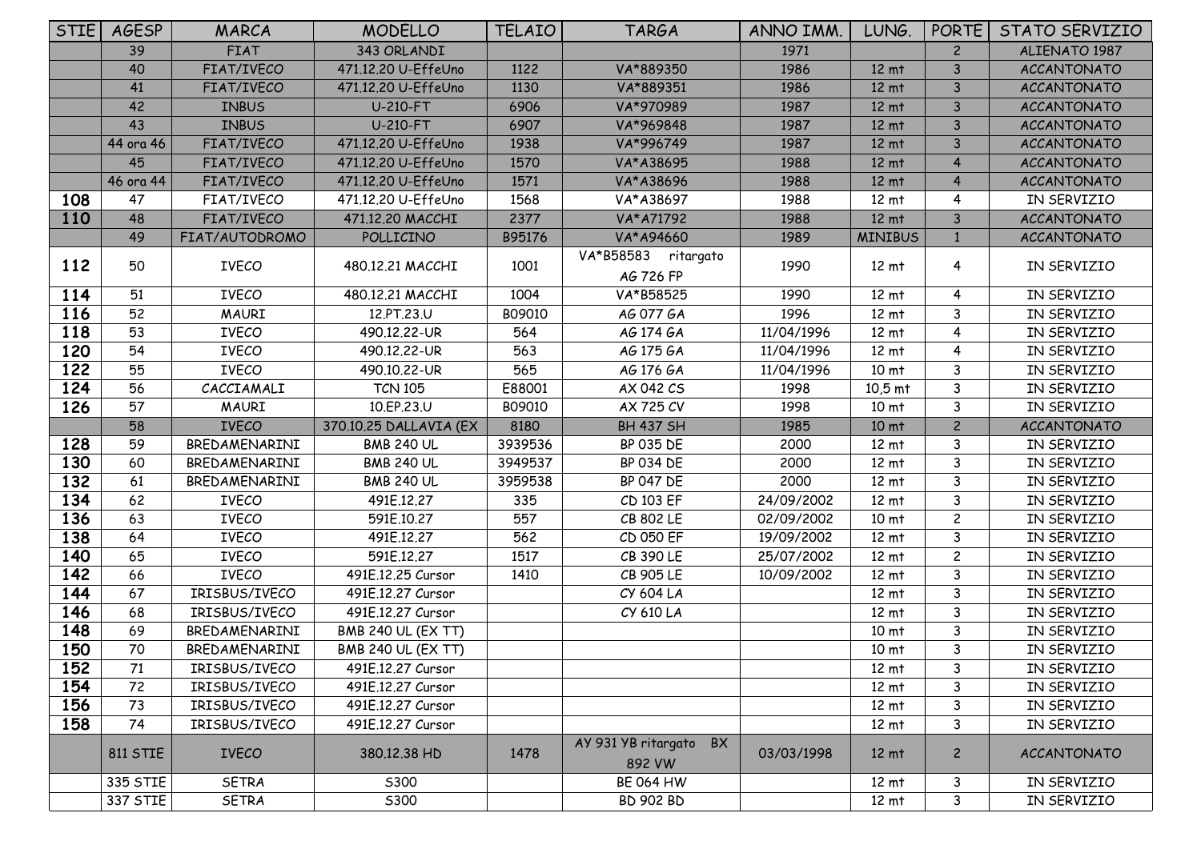| STIE | AGESP | MARCA | MODELLO | TELAIO | TARGA | ANNO IMM. | LUNG. | PORTE | STATO SERVIZIO |
|---|---|---|---|---|---|---|---|---|---|
| | 39 | FIAT | 343 ORLANDI | | | 1971 | | 2 | ALIENATO 1987 |
| | 40 | FIAT/IVECO | 471.12.20 U-EffeUno | 1122 | VA*889350 | 1986 | 12 mt | 3 | ACCANTONATO |
| | 41 | FIAT/IVECO | 471.12.20 U-EffeUno | 1130 | VA*889351 | 1986 | 12 mt | 3 | ACCANTONATO |
| | 42 | INBUS | U-210-FT | 6906 | VA*970989 | 1987 | 12 mt | 3 | ACCANTONATO |
| | 43 | INBUS | U-210-FT | 6907 | VA*969848 | 1987 | 12 mt | 3 | ACCANTONATO |
| | 44 ora 46 | FIAT/IVECO | 471.12.20 U-EffeUno | 1938 | VA*996749 | 1987 | 12 mt | 3 | ACCANTONATO |
| | 45 | FIAT/IVECO | 471.12.20 U-EffeUno | 1570 | VA*A38695 | 1988 | 12 mt | 4 | ACCANTONATO |
| | 46 ora 44 | FIAT/IVECO | 471.12.20 U-EffeUno | 1571 | VA*A38696 | 1988 | 12 mt | 4 | ACCANTONATO |
| **108** | 47 | FIAT/IVECO | 471.12.20 U-EffeUno | 1568 | VA*A38697 | 1988 | 12 mt | 4 | IN SERVIZIO |
| **110** | 48 | FIAT/IVECO | 471.12.20 MACCHI | 2377 | VA*A71792 | 1988 | 12 mt | 3 | ACCANTONATO |
| | 49 | FIAT/AUTODROMO | POLLICINO | B95176 | VA*A94660 | 1989 | MINIBUS | 1 | ACCANTONATO |
| **112** | 50 | IVECO | 480.12.21 MACCHI | 1001 | VA*B58583 ritargato AG 726 FP | 1990 | 12 mt | 4 | IN SERVIZIO |
| **114** | 51 | IVECO | 480.12.21 MACCHI | 1004 | VA*B58525 | 1990 | 12 mt | 4 | IN SERVIZIO |
| **116** | 52 | MAURI | 12.PT.23.U | B09010 | AG 077 GA | 1996 | 12 mt | 3 | IN SERVIZIO |
| **118** | 53 | IVECO | 490.12.22-UR | 564 | AG 174 GA | 11/04/1996 | 12 mt | 4 | IN SERVIZIO |
| **120** | 54 | IVECO | 490.12.22-UR | 563 | AG 175 GA | 11/04/1996 | 12 mt | 4 | IN SERVIZIO |
| **122** | 55 | IVECO | 490.10.22-UR | 565 | AG 176 GA | 11/04/1996 | 10 mt | 3 | IN SERVIZIO |
| **124** | 56 | CACCIAMALI | TCN 105 | E88001 | AX 042 CS | 1998 | 10,5 mt | 3 | IN SERVIZIO |
| **126** | 57 | MAURI | 10.EP.23.U | B09010 | AX 725 CV | 1998 | 10 mt | 3 | IN SERVIZIO |
| | 58 | IVECO | 370.10.25 DALLAVIA (EX | 8180 | BH 437 SH | 1985 | 10 mt | 2 | ACCANTONATO |
| **128** | 59 | BREDAMENARINI | BMB 240 UL | 3939536 | BP 035 DE | 2000 | 12 mt | 3 | IN SERVIZIO |
| **130** | 60 | BREDAMENARINI | BMB 240 UL | 3949537 | BP 034 DE | 2000 | 12 mt | 3 | IN SERVIZIO |
| **132** | 61 | BREDAMENARINI | BMB 240 UL | 3959538 | BP 047 DE | 2000 | 12 mt | 3 | IN SERVIZIO |
| **134** | 62 | IVECO | 491E.12.27 | 335 | CD 103 EF | 24/09/2002 | 12 mt | 3 | IN SERVIZIO |
| **136** | 63 | IVECO | 591E.10.27 | 557 | CB 802 LE | 02/09/2002 | 10 mt | 2 | IN SERVIZIO |
| **138** | 64 | IVECO | 491E.12.27 | 562 | CD 050 EF | 19/09/2002 | 12 mt | 3 | IN SERVIZIO |
| **140** | 65 | IVECO | 591E.12.27 | 1517 | CB 390 LE | 25/07/2002 | 12 mt | 2 | IN SERVIZIO |
| **142** | 66 | IVECO | 491E.12.25 Cursor | 1410 | CB 905 LE | 10/09/2002 | 12 mt | 3 | IN SERVIZIO |
| **144** | 67 | IRISBUS/IVECO | 491E.12.27 Cursor | | CY 604 LA | | 12 mt | 3 | IN SERVIZIO |
| **146** | 68 | IRISBUS/IVECO | 491E.12.27 Cursor | | CY 610 LA | | 12 mt | 3 | IN SERVIZIO |
| **148** | 69 | BREDAMENARINI | BMB 240 UL (EX TT) | | | | 10 mt | 3 | IN SERVIZIO |
| **150** | 70 | BREDAMENARINI | BMB 240 UL (EX TT) | | | | 10 mt | 3 | IN SERVIZIO |
| **152** | 71 | IRISBUS/IVECO | 491E.12.27 Cursor | | | | 12 mt | 3 | IN SERVIZIO |
| **154** | 72 | IRISBUS/IVECO | 491E.12.27 Cursor | | | | 12 mt | 3 | IN SERVIZIO |
| **156** | 73 | IRISBUS/IVECO | 491E.12.27 Cursor | | | | 12 mt | 3 | IN SERVIZIO |
| **158** | 74 | IRISBUS/IVECO | 491E.12.27 Cursor | | | | 12 mt | 3 | IN SERVIZIO |
| | 811 STIE | IVECO | 380.12.38 HD | 1478 | AY 931 YB ritargato BX 892 VW | 03/03/1998 | 12 mt | 2 | ACCANTONATO |
| | 335 STIE | SETRA | S300 | | BE 064 HW | | 12 mt | 3 | IN SERVIZIO |
| | 337 STIE | SETRA | S300 | | BD 902 BD | | 12 mt | 3 | IN SERVIZIO |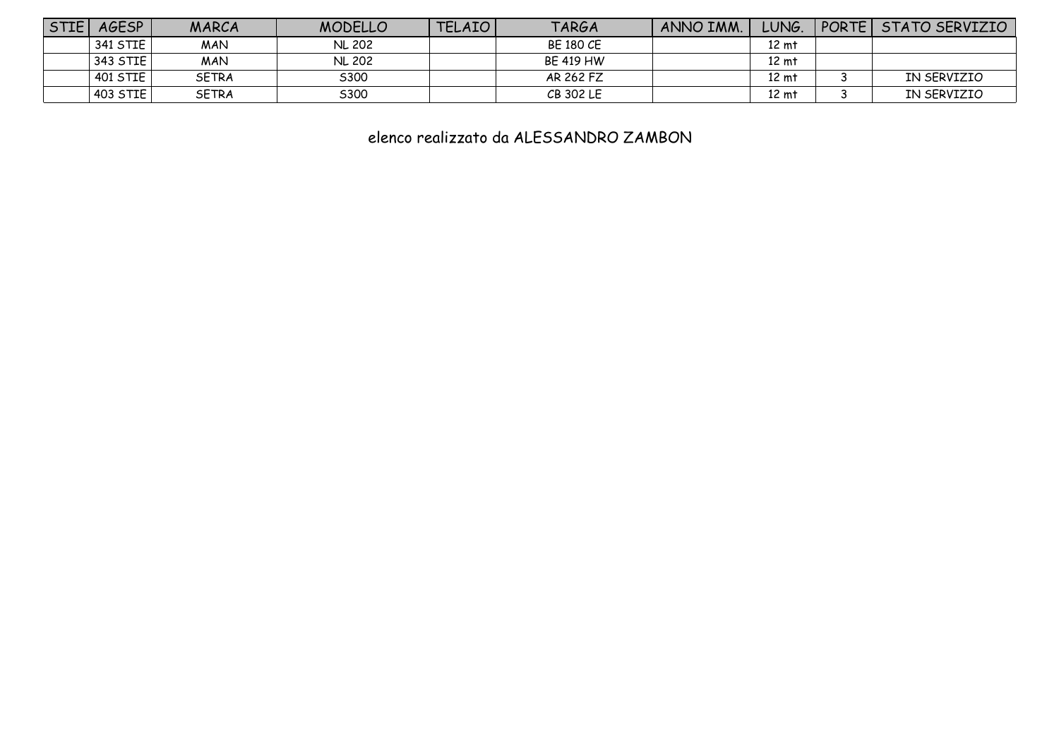| STIE | AGESP | MARCA | MODELLO | TELAIO | TARGA | ANNO IMM. | LUNG. | PORTE | STATO SERVIZIO |
|---|---|---|---|---|---|---|---|---|---|
| | 341 STIE | MAN | NL 202 | | BE 180 CE | | 12 mt | | |
| | 343 STIE | MAN | NL 202 | | BE 419 HW | | 12 mt | | |
| | 401 STIE | SETRA | S300 | | AR 262 FZ | | 12 mt | 3 | IN SERVIZIO |
| | 403 STIE | SETRA | S300 | | CB 302 LE | | 12 mt | 3 | IN SERVIZIO |

elenco realizzato da ALESSANDRO ZAMBON